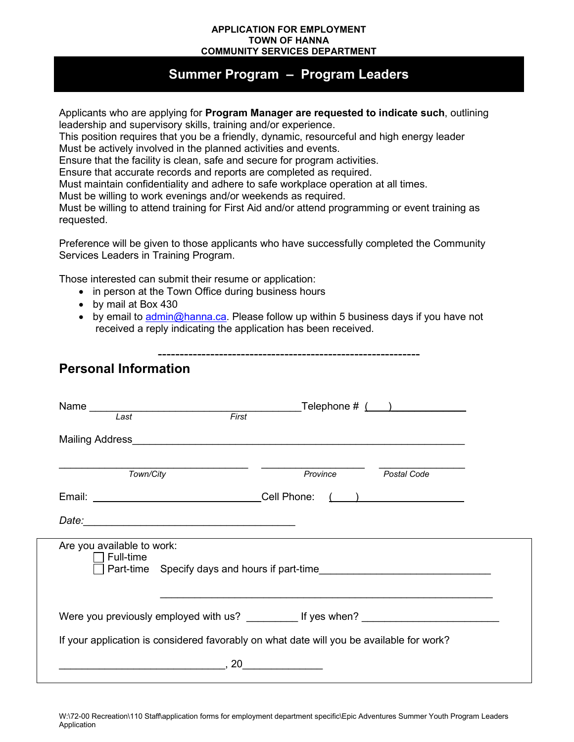**APPLICATION FOR EMPLOYMENT**
**TOWN OF HANNA**
**COMMUNITY SERVICES DEPARTMENT**

# Summer Program – Program Leaders

Applicants who are applying for **Program Manager are requested to indicate such**, outlining leadership and supervisory skills, training and/or experience.
This position requires that you be a friendly, dynamic, resourceful and high energy leader
Must be actively involved in the planned activities and events.
Ensure that the facility is clean, safe and secure for program activities.
Ensure that accurate records and reports are completed as required.
Must maintain confidentiality and adhere to safe workplace operation at all times.
Must be willing to work evenings and/or weekends as required.
Must be willing to attend training for First Aid and/or attend programming or event training as requested.

Preference will be given to those applicants who have successfully completed the Community Services Leaders in Training Program.

Those interested can submit their resume or application:

- in person at the Town Office during business hours
- by mail at Box 430
- by email to admin@hanna.ca. Please follow up within 5 business days if you have not received a reply indicating the application has been received.

-----------------------------------------------------------

## Personal Information

Name ____________________________________ Telephone # (___)____________
*Last* *First*

Mailing Address____________________________________________________________

_______________________________ ___________________ _______________
*Town/City* *Province* *Postal Code*

Email: ______________________________ Cell Phone: (___)__________________

*Date:*____________________________________

Are you available to work:

- ☐ Full-time
- ☐ Part-time Specify days and hours if part-time_____________________________

_____________________________________________________________

Were you previously employed with us? _________ If yes when? _______________________

If your application is considered favorably on what date will you be available for work?

____________________________, 20_____________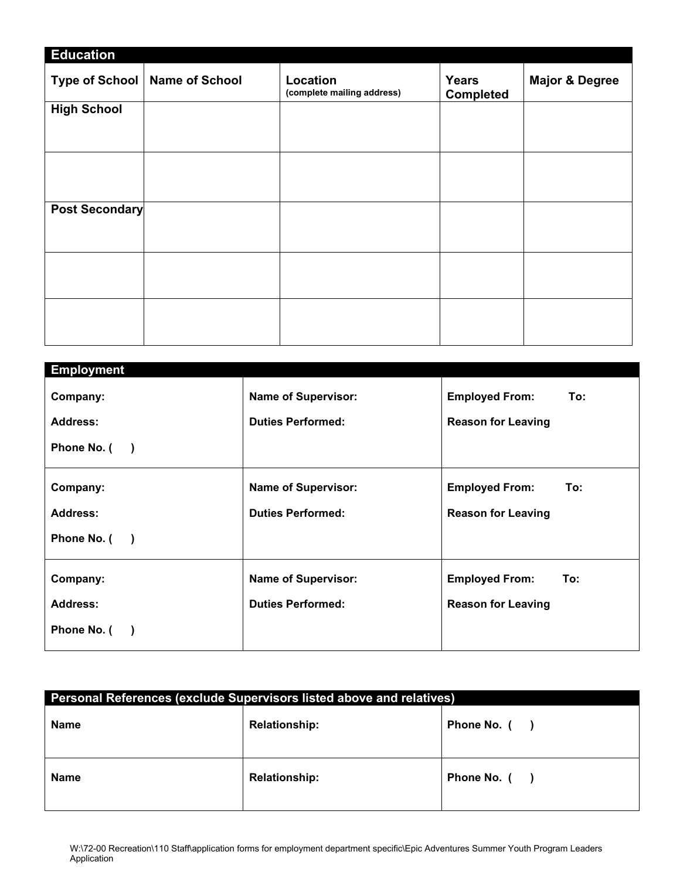## Education

| Type of School | Name of School | Location (complete mailing address) | Years Completed | Major & Degree |
|---|---|---|---|---|
| High School | | | | |
| | | | | |
| Post Secondary | | | | |
| | | | | |
| | | | | |

## Employment

| | | |
|---|---|---|
| Company:<br>Address:<br>Phone No. (    ) | Name of Supervisor:<br>Duties Performed: | Employed From:    To:<br>Reason for Leaving |
| Company:<br>Address:<br>Phone No. (    ) | Name of Supervisor:<br>Duties Performed: | Employed From:    To:<br>Reason for Leaving |
| Company:<br>Address:<br>Phone No. (    ) | Name of Supervisor:<br>Duties Performed: | Employed From:    To:<br>Reason for Leaving |

## Personal References (exclude Supervisors listed above and relatives)

| | | |
|---|---|---|
| Name | Relationship: | Phone No. (    ) |
| Name | Relationship: | Phone No. (    ) |

W:\72-00 Recreation\110 Staff\application forms for employment department specific\Epic Adventures Summer Youth Program Leaders Application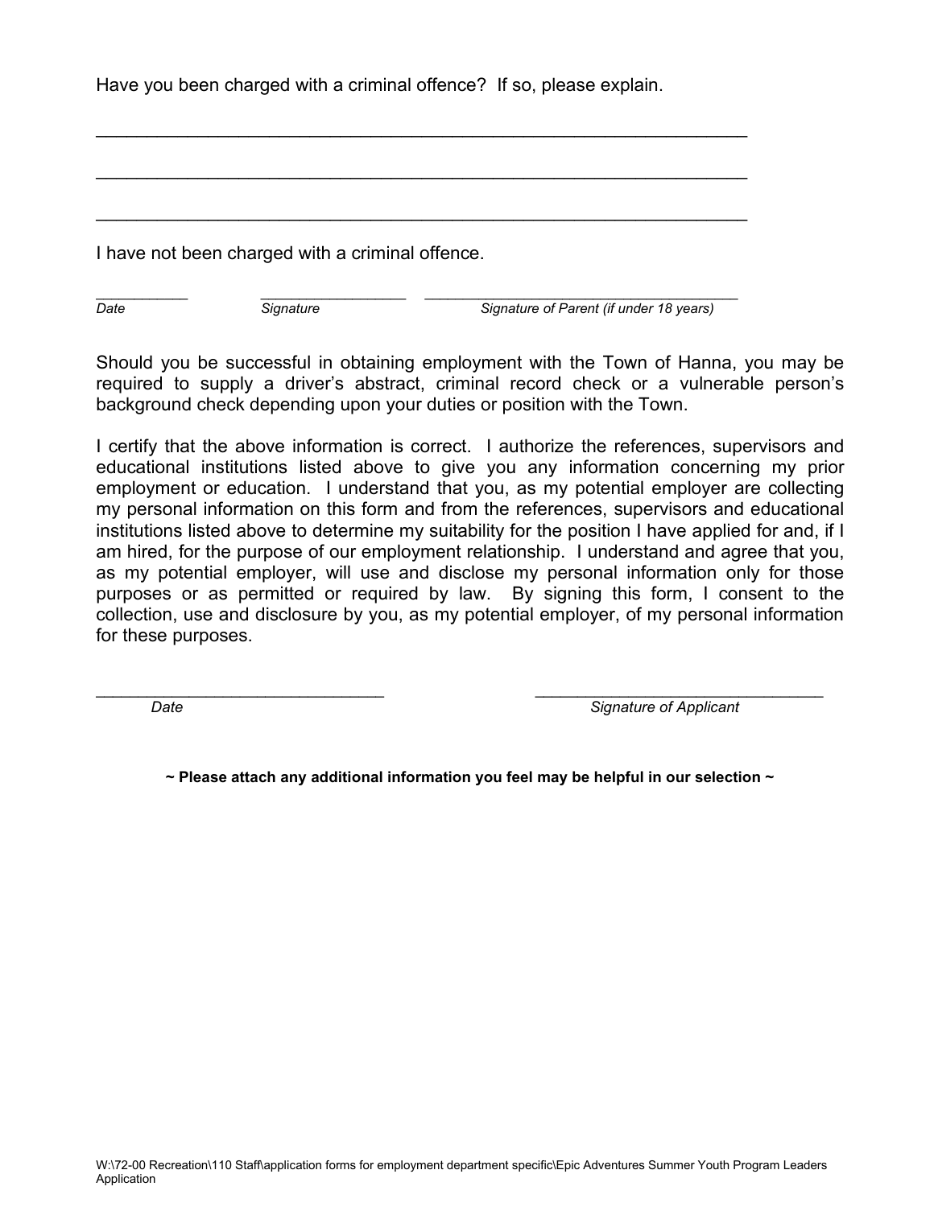Have you been charged with a criminal offence? If so, please explain.

_______________________________________________________________

_______________________________________________________________

_______________________________________________________________

I have not been charged with a criminal offence.

__________ &nbsp;&nbsp;&nbsp;&nbsp; _______________ &nbsp;&nbsp;&nbsp;&nbsp; ________________________________

*Date* &nbsp;&nbsp;&nbsp;&nbsp; *Signature* &nbsp;&nbsp;&nbsp;&nbsp; *Signature of Parent (if under 18 years)*

Should you be successful in obtaining employment with the Town of Hanna, you may be required to supply a driver's abstract, criminal record check or a vulnerable person's background check depending upon your duties or position with the Town.

I certify that the above information is correct. I authorize the references, supervisors and educational institutions listed above to give you any information concerning my prior employment or education. I understand that you, as my potential employer are collecting my personal information on this form and from the references, supervisors and educational institutions listed above to determine my suitability for the position I have applied for and, if I am hired, for the purpose of our employment relationship. I understand and agree that you, as my potential employer, will use and disclose my personal information only for those purposes or as permitted or required by law. By signing this form, I consent to the collection, use and disclosure by you, as my potential employer, of my personal information for these purposes.

____________________________ &nbsp;&nbsp;&nbsp;&nbsp; ____________________________

*Date* &nbsp;&nbsp;&nbsp;&nbsp; *Signature of Applicant*

**~ Please attach any additional information you feel may be helpful in our selection ~**

W:\72-00 Recreation\110 Staff\application forms for employment department specific\Epic Adventures Summer Youth Program Leaders Application